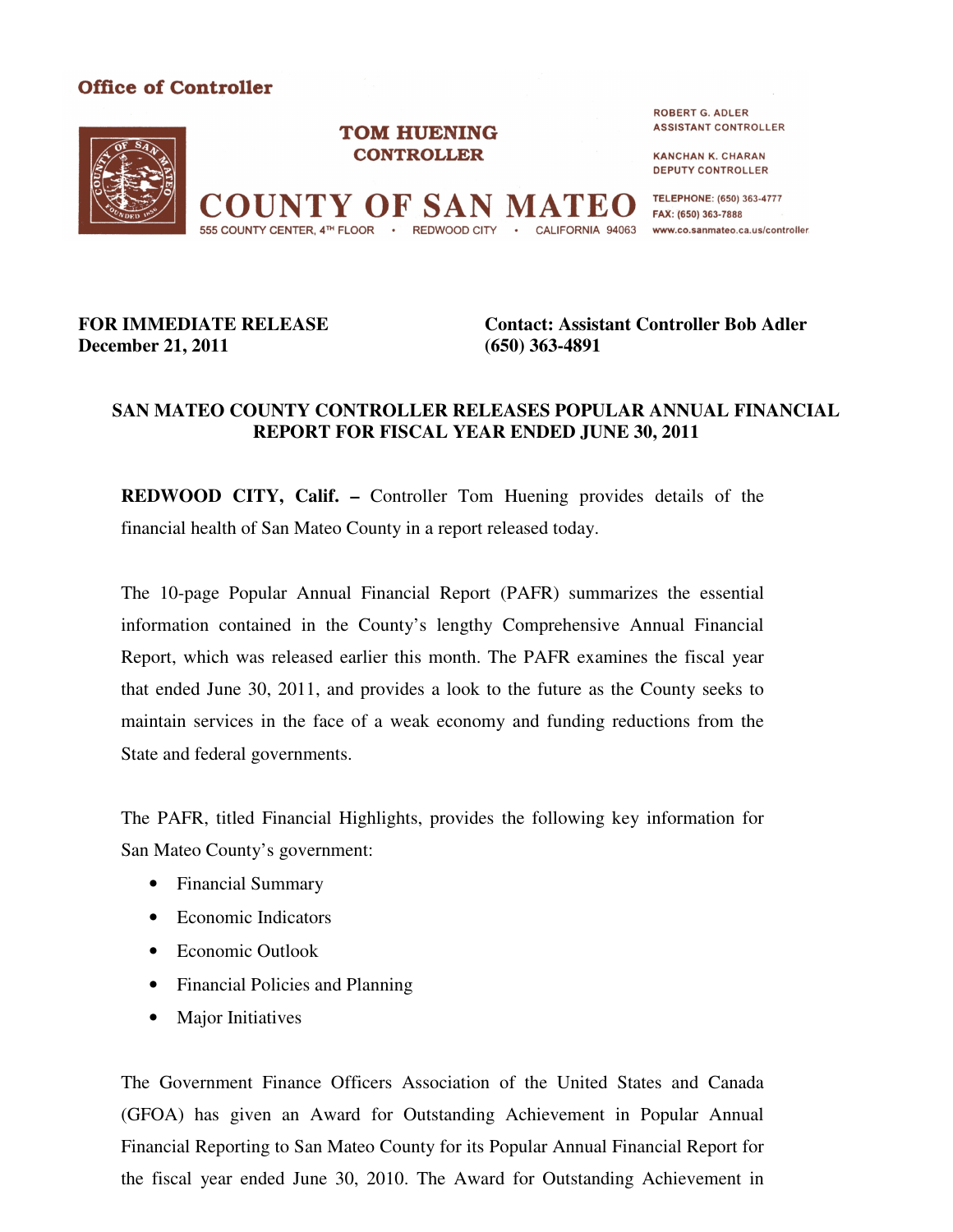**Office of Controller**

**TOM HUENING**
**CONTROLLER**

**COUNTY OF SAN MATEO**
555 COUNTY CENTER, 4TH FLOOR • REDWOOD CITY • CALIFORNIA 94063

ROBERT G. ADLER
ASSISTANT CONTROLLER

KANCHAN K. CHARAN
DEPUTY CONTROLLER

TELEPHONE: (650) 363-4777
FAX: (650) 363-7888
www.co.sanmateo.ca.us/controller

**FOR IMMEDIATE RELEASE**
**December 21, 2011**

**Contact: Assistant Controller Bob Adler**
**(650) 363-4891**

## SAN MATEO COUNTY CONTROLLER RELEASES POPULAR ANNUAL FINANCIAL REPORT FOR FISCAL YEAR ENDED JUNE 30, 2011

**REDWOOD CITY, Calif. –** Controller Tom Huening provides details of the financial health of San Mateo County in a report released today.

The 10-page Popular Annual Financial Report (PAFR) summarizes the essential information contained in the County's lengthy Comprehensive Annual Financial Report, which was released earlier this month. The PAFR examines the fiscal year that ended June 30, 2011, and provides a look to the future as the County seeks to maintain services in the face of a weak economy and funding reductions from the State and federal governments.

The PAFR, titled Financial Highlights, provides the following key information for San Mateo County's government:

- Financial Summary
- Economic Indicators
- Economic Outlook
- Financial Policies and Planning
- Major Initiatives

The Government Finance Officers Association of the United States and Canada (GFOA) has given an Award for Outstanding Achievement in Popular Annual Financial Reporting to San Mateo County for its Popular Annual Financial Report for the fiscal year ended June 30, 2010. The Award for Outstanding Achievement in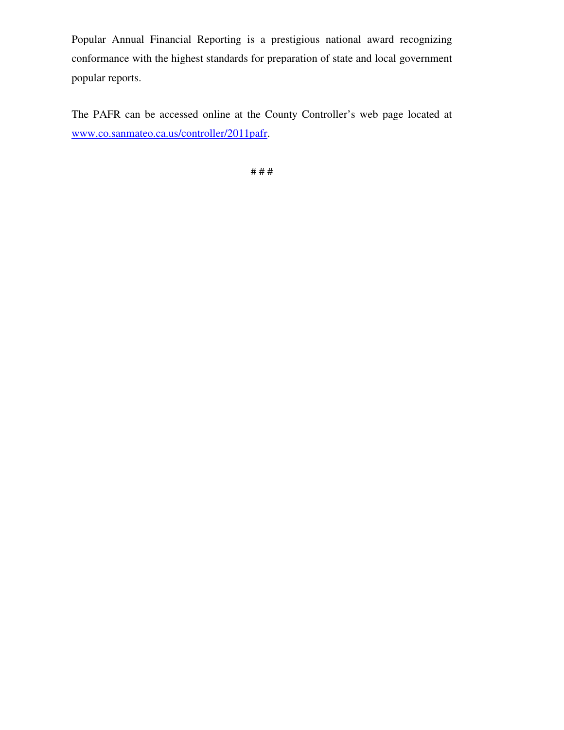Popular Annual Financial Reporting is a prestigious national award recognizing conformance with the highest standards for preparation of state and local government popular reports.

The PAFR can be accessed online at the County Controller's web page located at [www.co.sanmateo.ca.us/controller/2011pafr](www.co.sanmateo.ca.us/controller/2011pafr).

# # #